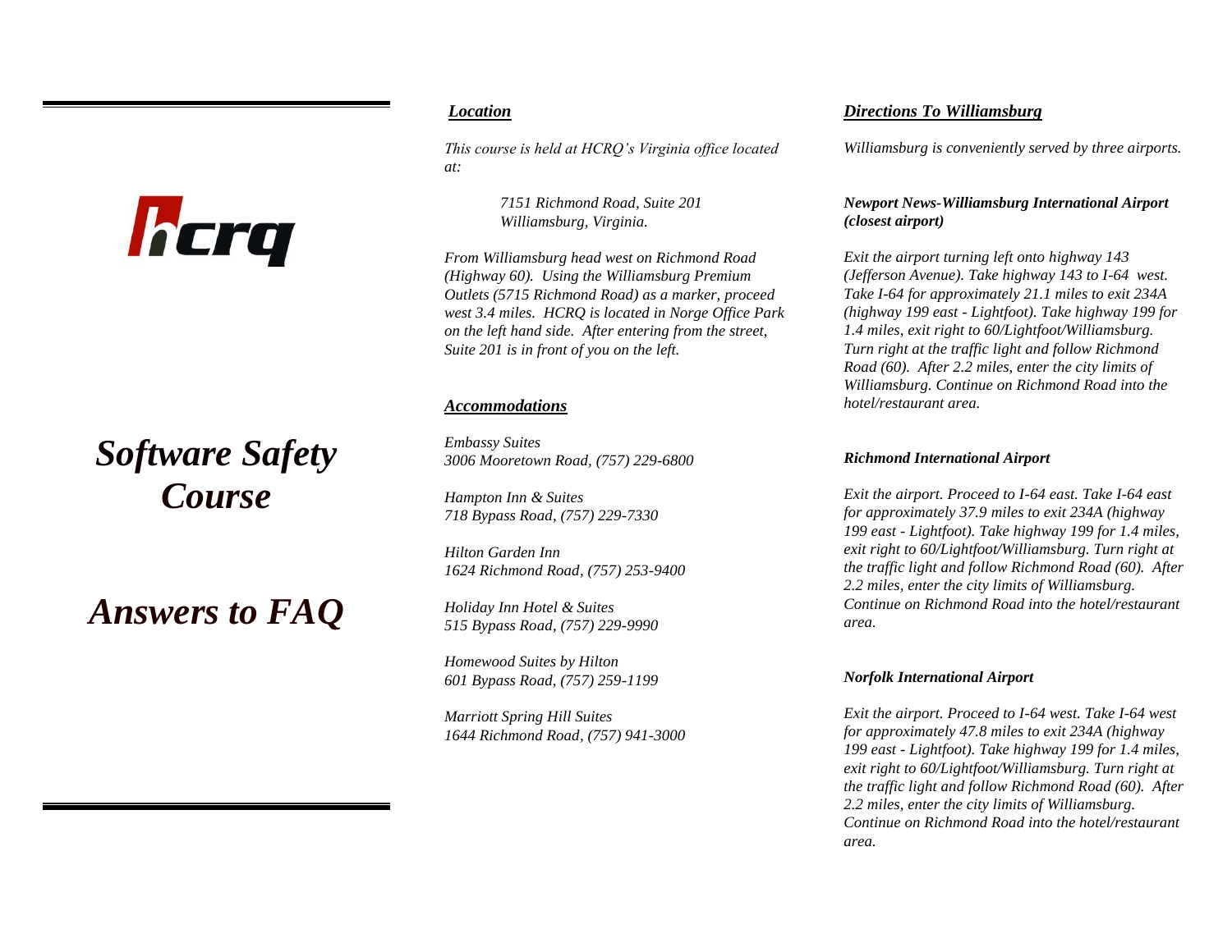hcrq

# Software Safety Course

# Answers to FAQ

## Location

*This course is held at HCRQ's Virginia office located at:*

*7151 Richmond Road, Suite 201*
*Williamsburg, Virginia.*

*From Williamsburg head west on Richmond Road (Highway 60). Using the Williamsburg Premium Outlets (5715 Richmond Road) as a marker, proceed west 3.4 miles. HCRQ is located in Norge Office Park on the left hand side. After entering from the street, Suite 201 is in front of you on the left.*

## Accommodations

*Embassy Suites*
*3006 Mooretown Road, (757) 229-6800*

*Hampton Inn & Suites*
*718 Bypass Road, (757) 229-7330*

*Hilton Garden Inn*
*1624 Richmond Road, (757) 253-9400*

*Holiday Inn Hotel & Suites*
*515 Bypass Road, (757) 229-9990*

*Homewood Suites by Hilton*
*601 Bypass Road, (757) 259-1199*

*Marriott Spring Hill Suites*
*1644 Richmond Road, (757) 941-3000*

## Directions To Williamsburg

*Williamsburg is conveniently served by three airports.*

***Newport News-Williamsburg International Airport (closest airport)***

*Exit the airport turning left onto highway 143 (Jefferson Avenue). Take highway 143 to I-64 west. Take I-64 for approximately 21.1 miles to exit 234A (highway 199 east - Lightfoot). Take highway 199 for 1.4 miles, exit right to 60/Lightfoot/Williamsburg. Turn right at the traffic light and follow Richmond Road (60). After 2.2 miles, enter the city limits of Williamsburg. Continue on Richmond Road into the hotel/restaurant area.*

***Richmond International Airport***

*Exit the airport. Proceed to I-64 east. Take I-64 east for approximately 37.9 miles to exit 234A (highway 199 east - Lightfoot). Take highway 199 for 1.4 miles, exit right to 60/Lightfoot/Williamsburg. Turn right at the traffic light and follow Richmond Road (60). After 2.2 miles, enter the city limits of Williamsburg. Continue on Richmond Road into the hotel/restaurant area.*

***Norfolk International Airport***

*Exit the airport. Proceed to I-64 west. Take I-64 west for approximately 47.8 miles to exit 234A (highway 199 east - Lightfoot). Take highway 199 for 1.4 miles, exit right to 60/Lightfoot/Williamsburg. Turn right at the traffic light and follow Richmond Road (60). After 2.2 miles, enter the city limits of Williamsburg. Continue on Richmond Road into the hotel/restaurant area.*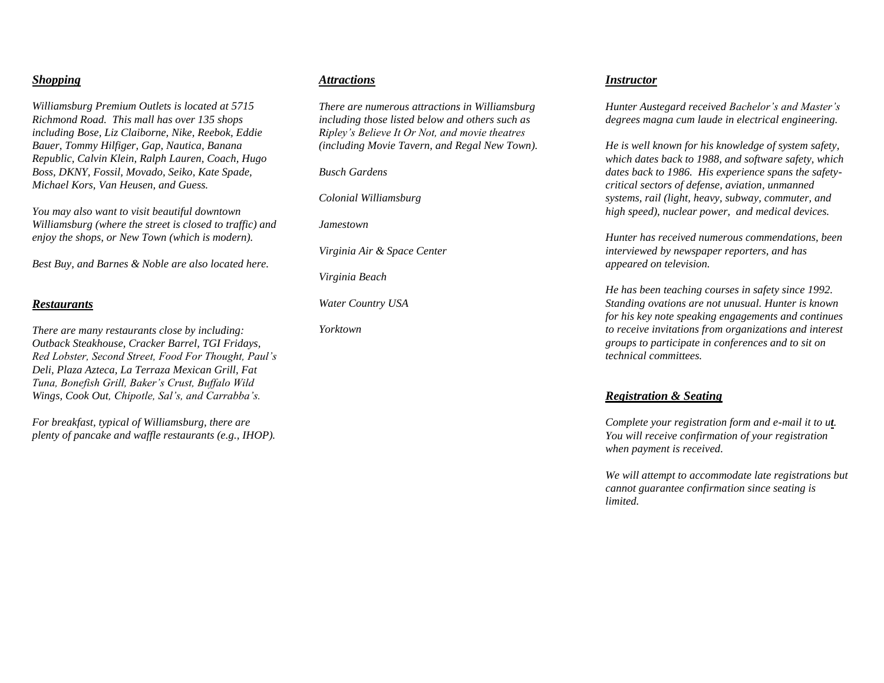## *Shopping*

*Williamsburg Premium Outlets is located at 5715 Richmond Road. This mall has over 135 shops including Bose, Liz Claiborne, Nike, Reebok, Eddie Bauer, Tommy Hilfiger, Gap, Nautica, Banana Republic, Calvin Klein, Ralph Lauren, Coach, Hugo Boss, DKNY, Fossil, Movado, Seiko, Kate Spade, Michael Kors, Van Heusen, and Guess.*

*You may also want to visit beautiful downtown Williamsburg (where the street is closed to traffic) and enjoy the shops, or New Town (which is modern).*

*Best Buy, and Barnes & Noble are also located here.*

## *Restaurants*

*There are many restaurants close by including: Outback Steakhouse, Cracker Barrel, TGI Fridays, Red Lobster, Second Street, Food For Thought, Paul's Deli, Plaza Azteca, La Terraza Mexican Grill, Fat Tuna, Bonefish Grill, Baker's Crust, Buffalo Wild Wings, Cook Out, Chipotle, Sal's, and Carrabba's.*

*For breakfast, typical of Williamsburg, there are plenty of pancake and waffle restaurants (e.g., IHOP).*

## *Attractions*

*There are numerous attractions in Williamsburg including those listed below and others such as Ripley's Believe It Or Not, and movie theatres (including Movie Tavern, and Regal New Town).*

*Busch Gardens*

*Colonial Williamsburg*

*Jamestown*

*Virginia Air & Space Center*

*Virginia Beach*

*Water Country USA*

*Yorktown*

## *Instructor*

*Hunter Austegard received Bachelor's and Master's degrees magna cum laude in electrical engineering.*

*He is well known for his knowledge of system safety, which dates back to 1988, and software safety, which dates back to 1986. His experience spans the safety-critical sectors of defense, aviation, unmanned systems, rail (light, heavy, subway, commuter, and high speed), nuclear power, and medical devices.*

*Hunter has received numerous commendations, been interviewed by newspaper reporters, and has appeared on television.*

*He has been teaching courses in safety since 1992. Standing ovations are not unusual. Hunter is known for his key note speaking engagements and continues to receive invitations from organizations and interest groups to participate in conferences and to sit on technical committees.*

## *Registration & Seating*

*Complete your registration form and e-mail it to ut. You will receive confirmation of your registration when payment is received.*

*We will attempt to accommodate late registrations but cannot guarantee confirmation since seating is limited.*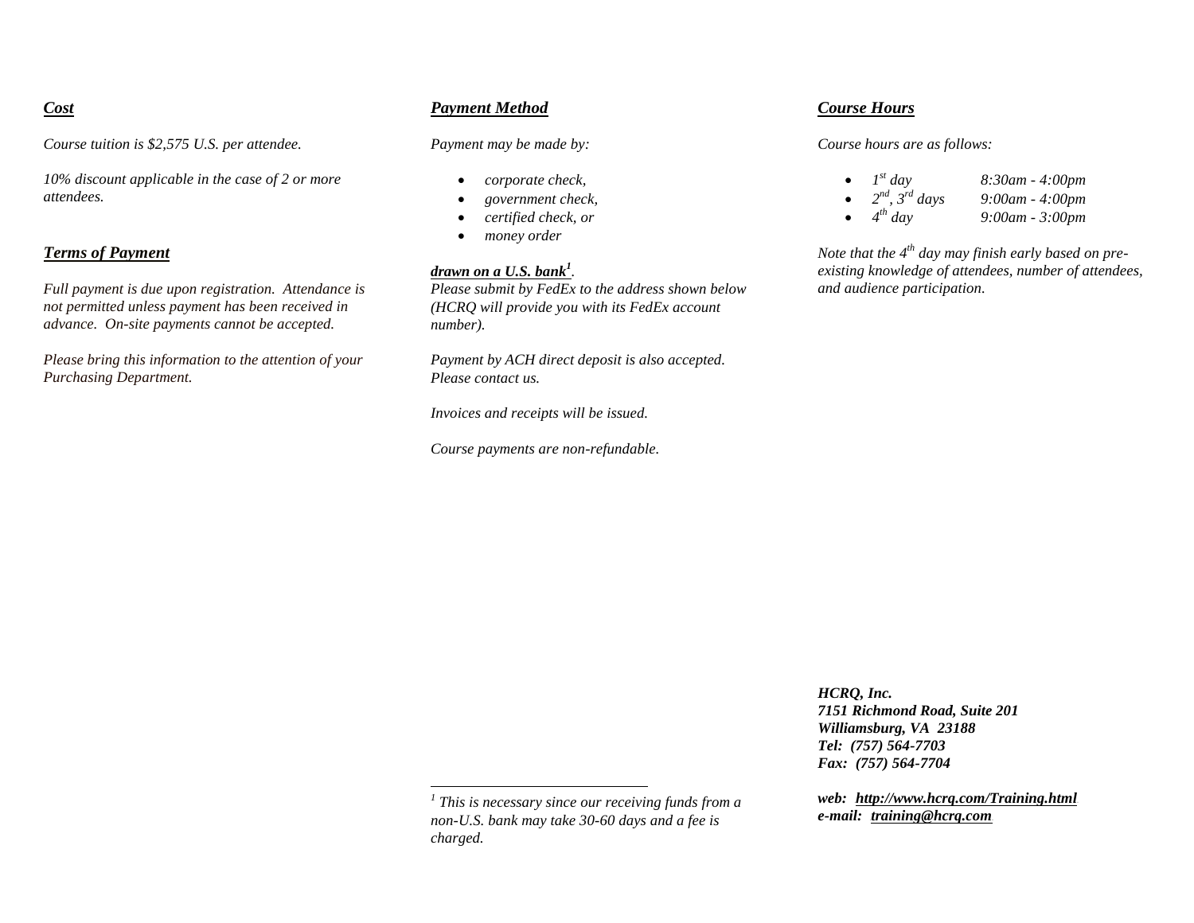***Cost***

*Course tuition is $2,575 U.S. per attendee.*

*10% discount applicable in the case of 2 or more attendees.*

***Terms of Payment***

*Full payment is due upon registration. Attendance is not permitted unless payment has been received in advance. On-site payments cannot be accepted.*

*Please bring this information to the attention of your Purchasing Department.*

***Payment Method***

*Payment may be made by:*

- *corporate check,*
- *government check,*
- *certified check, or*
- *money order*

***drawn on a U.S. bank[1]***.
*Please submit by FedEx to the address shown below (HCRQ will provide you with its FedEx account number).*

*Payment by ACH direct deposit is also accepted. Please contact us.*

*Invoices and receipts will be issued.*

*Course payments are non-refundable.*

***Course Hours***

*Course hours are as follows:*

- *1st day* 8:30am - 4:00pm
- *2nd, 3rd days* 9:00am - 4:00pm
- *4th day* 9:00am - 3:00pm

*Note that the 4th day may finish early based on pre-existing knowledge of attendees, number of attendees, and audience participation.*

***HCRQ, Inc.***
***7151 Richmond Road, Suite 201***
***Williamsburg, VA 23188***
***Tel: (757) 564-7703***
***Fax: (757) 564-7704***

***web: http://www.hcrq.com/Training.html***
***e-mail: training@hcrq.com***

*[1] This is necessary since our receiving funds from a non-U.S. bank may take 30-60 days and a fee is charged.*